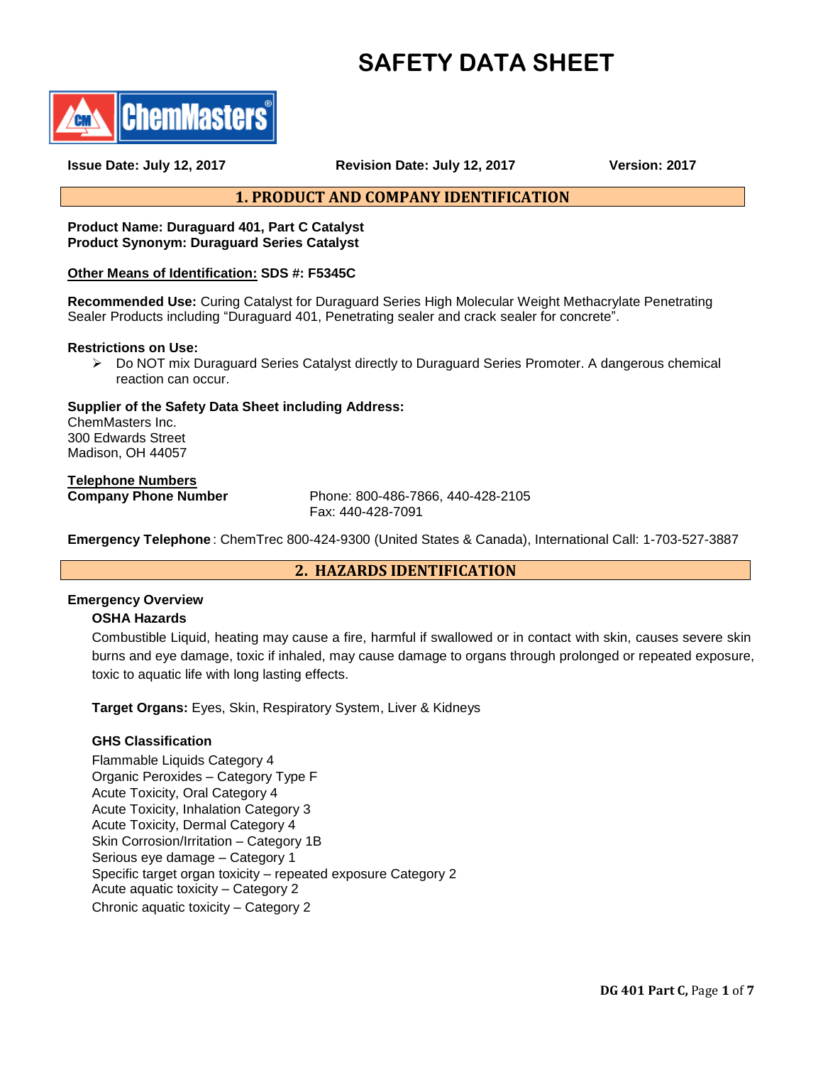# SAFETY DATA SHEET

ChemMasters®

**Issue Date: July 12, 2017** **Revision Date: July 12, 2017** **Version: 2017**

## 1. PRODUCT AND COMPANY IDENTIFICATION

**Product Name: Duraguard 401, Part C Catalyst**
**Product Synonym: Duraguard Series Catalyst**

**Other Means of Identification: SDS #: F5345C**

**Recommended Use:** Curing Catalyst for Duraguard Series High Molecular Weight Methacrylate Penetrating Sealer Products including "Duraguard 401, Penetrating sealer and crack sealer for concrete".

**Restrictions on Use:**

- Do NOT mix Duraguard Series Catalyst directly to Duraguard Series Promoter. A dangerous chemical reaction can occur.

**Supplier of the Safety Data Sheet including Address:**
ChemMasters Inc.
300 Edwards Street
Madison, OH 44057

**Telephone Numbers**

**Company Phone Number** Phone: 800-486-7866, 440-428-2105
Fax: 440-428-7091

**Emergency Telephone**: ChemTrec 800-424-9300 (United States & Canada), International Call: 1-703-527-3887

## 2. HAZARDS IDENTIFICATION

**Emergency Overview**

**OSHA Hazards**

Combustible Liquid, heating may cause a fire, harmful if swallowed or in contact with skin, causes severe skin burns and eye damage, toxic if inhaled, may cause damage to organs through prolonged or repeated exposure, toxic to aquatic life with long lasting effects.

**Target Organs:** Eyes, Skin, Respiratory System, Liver & Kidneys

**GHS Classification**

Flammable Liquids Category 4
Organic Peroxides – Category Type F
Acute Toxicity, Oral Category 4
Acute Toxicity, Inhalation Category 3
Acute Toxicity, Dermal Category 4
Skin Corrosion/Irritation – Category 1B
Serious eye damage – Category 1
Specific target organ toxicity – repeated exposure Category 2
Acute aquatic toxicity – Category 2
Chronic aquatic toxicity – Category 2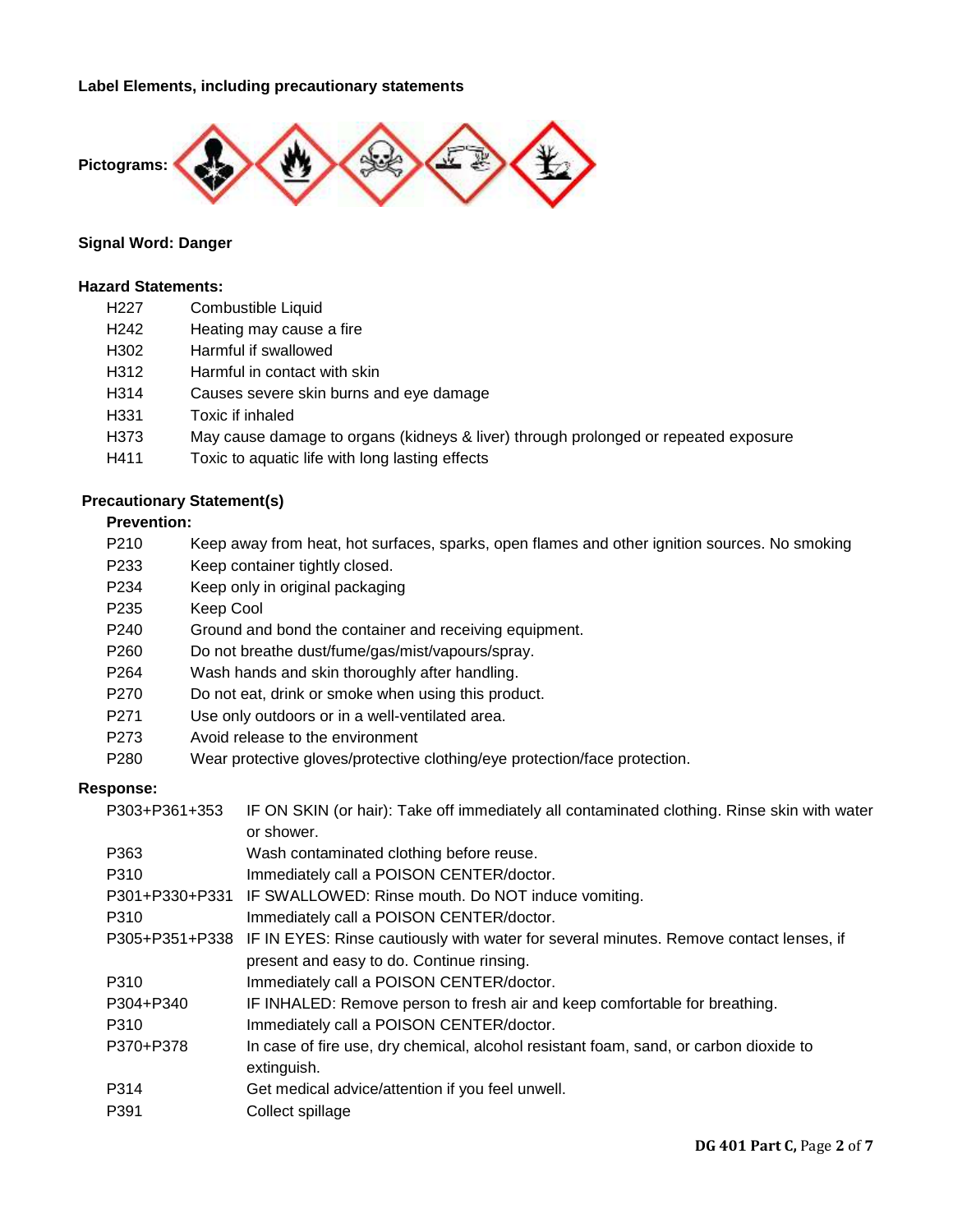**Label Elements, including precautionary statements**

**Pictograms:**

**Signal Word: Danger**

**Hazard Statements:**

| | |
|---|---|
| H227 | Combustible Liquid |
| H242 | Heating may cause a fire |
| H302 | Harmful if swallowed |
| H312 | Harmful in contact with skin |
| H314 | Causes severe skin burns and eye damage |
| H331 | Toxic if inhaled |
| H373 | May cause damage to organs (kidneys & liver) through prolonged or repeated exposure |
| H411 | Toxic to aquatic life with long lasting effects |

**Precautionary Statement(s)**

**Prevention:**

| | |
|---|---|
| P210 | Keep away from heat, hot surfaces, sparks, open flames and other ignition sources. No smoking |
| P233 | Keep container tightly closed. |
| P234 | Keep only in original packaging |
| P235 | Keep Cool |
| P240 | Ground and bond the container and receiving equipment. |
| P260 | Do not breathe dust/fume/gas/mist/vapours/spray. |
| P264 | Wash hands and skin thoroughly after handling. |
| P270 | Do not eat, drink or smoke when using this product. |
| P271 | Use only outdoors or in a well-ventilated area. |
| P273 | Avoid release to the environment |
| P280 | Wear protective gloves/protective clothing/eye protection/face protection. |

**Response:**

| | |
|---|---|
| P303+P361+353 | IF ON SKIN (or hair): Take off immediately all contaminated clothing. Rinse skin with water or shower. |
| P363 | Wash contaminated clothing before reuse. |
| P310 | Immediately call a POISON CENTER/doctor. |
| P301+P330+P331 | IF SWALLOWED: Rinse mouth. Do NOT induce vomiting. |
| P310 | Immediately call a POISON CENTER/doctor. |
| P305+P351+P338 | IF IN EYES: Rinse cautiously with water for several minutes. Remove contact lenses, if present and easy to do. Continue rinsing. |
| P310 | Immediately call a POISON CENTER/doctor. |
| P304+P340 | IF INHALED: Remove person to fresh air and keep comfortable for breathing. |
| P310 | Immediately call a POISON CENTER/doctor. |
| P370+P378 | In case of fire use, dry chemical, alcohol resistant foam, sand, or carbon dioxide to extinguish. |
| P314 | Get medical advice/attention if you feel unwell. |
| P391 | Collect spillage |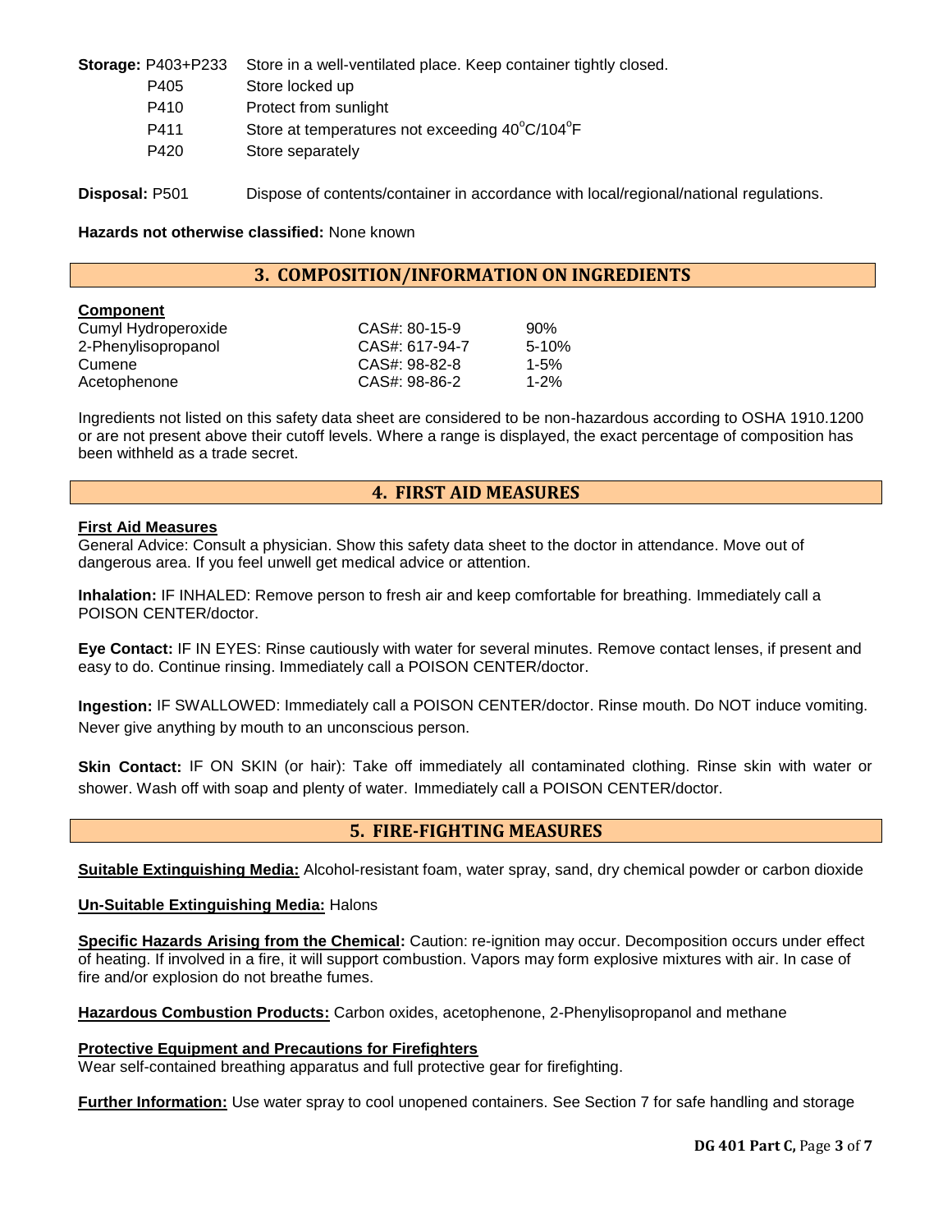**Storage:** P403+P233 Store in a well-ventilated place. Keep container tightly closed.

P405 Store locked up

P410 Protect from sunlight

P411 Store at temperatures not exceeding 40°C/104°F

P420 Store separately

**Disposal:** P501 Dispose of contents/container in accordance with local/regional/national regulations.

**Hazards not otherwise classified:** None known

## 3. COMPOSITION/INFORMATION ON INGREDIENTS

| **Component** | | |
|---|---|---|
| Cumyl Hydroperoxide | CAS#: 80-15-9 | 90% |
| 2-Phenylisopropanol | CAS#: 617-94-7 | 5-10% |
| Cumene | CAS#: 98-82-8 | 1-5% |
| Acetophenone | CAS#: 98-86-2 | 1-2% |

Ingredients not listed on this safety data sheet are considered to be non-hazardous according to OSHA 1910.1200 or are not present above their cutoff levels. Where a range is displayed, the exact percentage of composition has been withheld as a trade secret.

## 4. FIRST AID MEASURES

**First Aid Measures**

General Advice: Consult a physician. Show this safety data sheet to the doctor in attendance. Move out of dangerous area. If you feel unwell get medical advice or attention.

**Inhalation:** IF INHALED: Remove person to fresh air and keep comfortable for breathing. Immediately call a POISON CENTER/doctor.

**Eye Contact:** IF IN EYES: Rinse cautiously with water for several minutes. Remove contact lenses, if present and easy to do. Continue rinsing. Immediately call a POISON CENTER/doctor.

**Ingestion:** IF SWALLOWED: Immediately call a POISON CENTER/doctor. Rinse mouth. Do NOT induce vomiting. Never give anything by mouth to an unconscious person.

**Skin Contact:** IF ON SKIN (or hair): Take off immediately all contaminated clothing. Rinse skin with water or shower. Wash off with soap and plenty of water. Immediately call a POISON CENTER/doctor.

## 5. FIRE-FIGHTING MEASURES

**Suitable Extinguishing Media:** Alcohol-resistant foam, water spray, sand, dry chemical powder or carbon dioxide

**Un-Suitable Extinguishing Media:** Halons

**Specific Hazards Arising from the Chemical:** Caution: re-ignition may occur. Decomposition occurs under effect of heating. If involved in a fire, it will support combustion. Vapors may form explosive mixtures with air. In case of fire and/or explosion do not breathe fumes.

**Hazardous Combustion Products:** Carbon oxides, acetophenone, 2-Phenylisopropanol and methane

**Protective Equipment and Precautions for Firefighters**

Wear self-contained breathing apparatus and full protective gear for firefighting.

**Further Information:** Use water spray to cool unopened containers. See Section 7 for safe handling and storage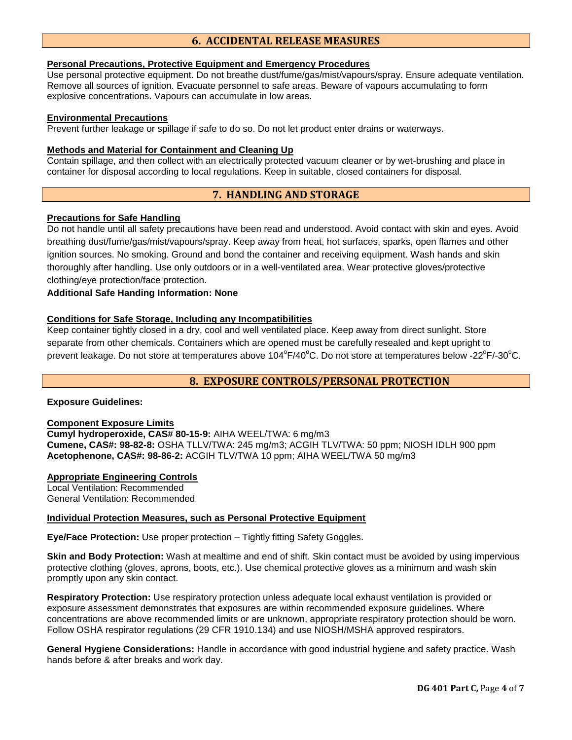## 6. ACCIDENTAL RELEASE MEASURES

**Personal Precautions, Protective Equipment and Emergency Procedures**

Use personal protective equipment. Do not breathe dust/fume/gas/mist/vapours/spray. Ensure adequate ventilation. Remove all sources of ignition. Evacuate personnel to safe areas. Beware of vapours accumulating to form explosive concentrations. Vapours can accumulate in low areas.

**Environmental Precautions**

Prevent further leakage or spillage if safe to do so. Do not let product enter drains or waterways.

**Methods and Material for Containment and Cleaning Up**

Contain spillage, and then collect with an electrically protected vacuum cleaner or by wet-brushing and place in container for disposal according to local regulations. Keep in suitable, closed containers for disposal.

## 7. HANDLING AND STORAGE

**Precautions for Safe Handling**

Do not handle until all safety precautions have been read and understood. Avoid contact with skin and eyes. Avoid breathing dust/fume/gas/mist/vapours/spray. Keep away from heat, hot surfaces, sparks, open flames and other ignition sources. No smoking. Ground and bond the container and receiving equipment. Wash hands and skin thoroughly after handling. Use only outdoors or in a well-ventilated area. Wear protective gloves/protective clothing/eye protection/face protection.

**Additional Safe Handing Information: None**

**Conditions for Safe Storage, Including any Incompatibilities**

Keep container tightly closed in a dry, cool and well ventilated place. Keep away from direct sunlight. Store separate from other chemicals. Containers which are opened must be carefully resealed and kept upright to prevent leakage. Do not store at temperatures above 104°F/40°C. Do not store at temperatures below -22°F/-30°C.

## 8. EXPOSURE CONTROLS/PERSONAL PROTECTION

**Exposure Guidelines:**

**Component Exposure Limits**

**Cumyl hydroperoxide, CAS# 80-15-9:** AIHA WEEL/TWA: 6 mg/m3
**Cumene, CAS#: 98-82-8:** OSHA TLLV/TWA: 245 mg/m3; ACGIH TLV/TWA: 50 ppm; NIOSH IDLH 900 ppm
**Acetophenone, CAS#: 98-86-2:** ACGIH TLV/TWA 10 ppm; AIHA WEEL/TWA 50 mg/m3

**Appropriate Engineering Controls**

Local Ventilation: Recommended
General Ventilation: Recommended

**Individual Protection Measures, such as Personal Protective Equipment**

**Eye/Face Protection:** Use proper protection – Tightly fitting Safety Goggles.

**Skin and Body Protection:** Wash at mealtime and end of shift. Skin contact must be avoided by using impervious protective clothing (gloves, aprons, boots, etc.). Use chemical protective gloves as a minimum and wash skin promptly upon any skin contact.

**Respiratory Protection:** Use respiratory protection unless adequate local exhaust ventilation is provided or exposure assessment demonstrates that exposures are within recommended exposure guidelines. Where concentrations are above recommended limits or are unknown, appropriate respiratory protection should be worn. Follow OSHA respirator regulations (29 CFR 1910.134) and use NIOSH/MSHA approved respirators.

**General Hygiene Considerations:** Handle in accordance with good industrial hygiene and safety practice. Wash hands before & after breaks and work day.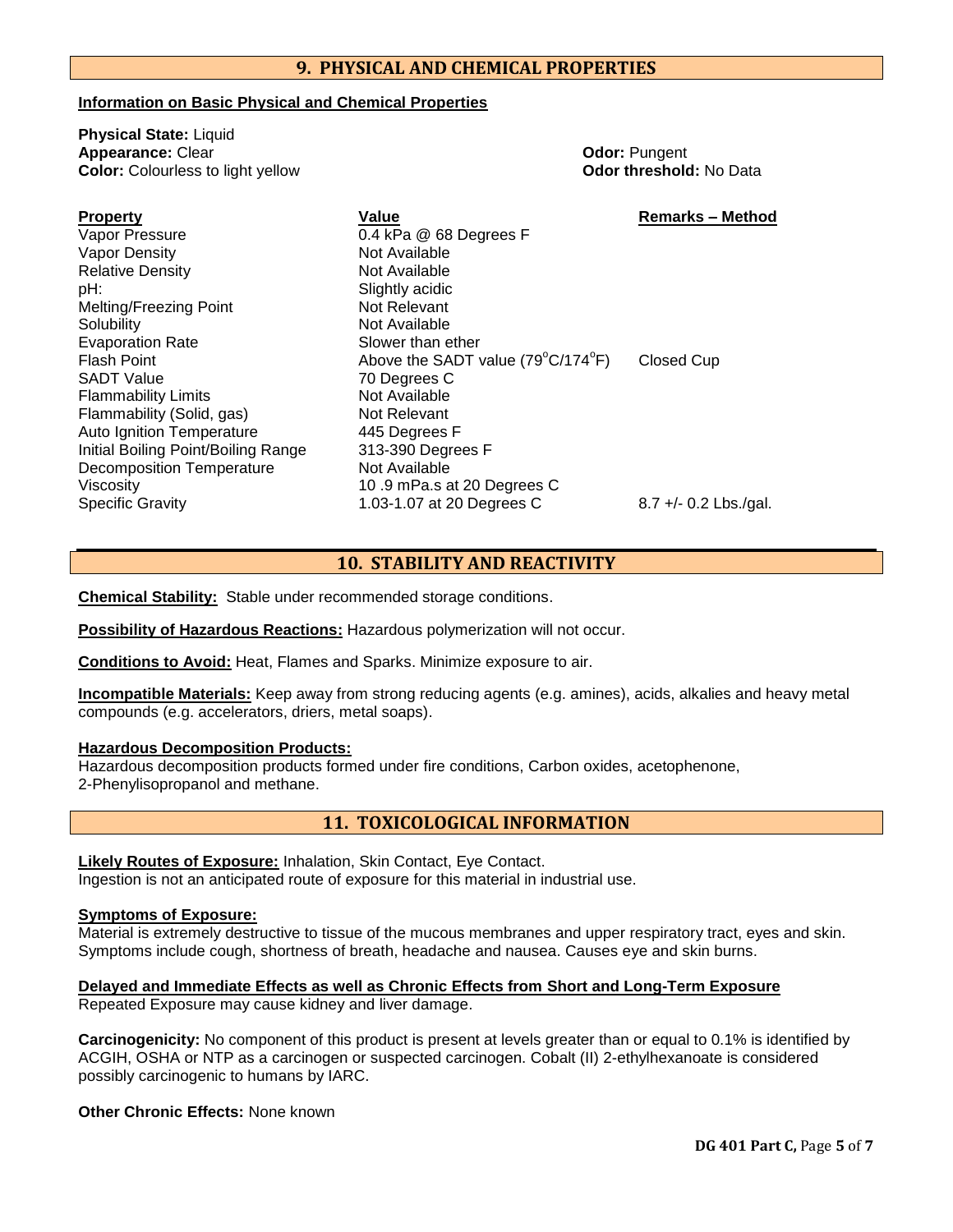## 9. PHYSICAL AND CHEMICAL PROPERTIES

**Information on Basic Physical and Chemical Properties**

**Physical State:** Liquid
**Appearance:** Clear
**Color:** Colourless to light yellow

**Odor:** Pungent
**Odor threshold:** No Data

| Property | Value | Remarks – Method |
|---|---|---|
| Vapor Pressure | 0.4 kPa @ 68 Degrees F | |
| Vapor Density | Not Available | |
| Relative Density | Not Available | |
| pH: | Slightly acidic | |
| Melting/Freezing Point | Not Relevant | |
| Solubility | Not Available | |
| Evaporation Rate | Slower than ether | |
| Flash Point | Above the SADT value (79°C/174°F) | Closed Cup |
| SADT Value | 70 Degrees C | |
| Flammability Limits | Not Available | |
| Flammability (Solid, gas) | Not Relevant | |
| Auto Ignition Temperature | 445 Degrees F | |
| Initial Boiling Point/Boiling Range | 313-390 Degrees F | |
| Decomposition Temperature | Not Available | |
| Viscosity | 10 .9 mPa.s at 20 Degrees C | |
| Specific Gravity | 1.03-1.07 at 20 Degrees C | 8.7 +/- 0.2 Lbs./gal. |

## 10. STABILITY AND REACTIVITY

**Chemical Stability:** Stable under recommended storage conditions.

**Possibility of Hazardous Reactions:** Hazardous polymerization will not occur.

**Conditions to Avoid:** Heat, Flames and Sparks. Minimize exposure to air.

**Incompatible Materials:** Keep away from strong reducing agents (e.g. amines), acids, alkalies and heavy metal compounds (e.g. accelerators, driers, metal soaps).

**Hazardous Decomposition Products:**
Hazardous decomposition products formed under fire conditions, Carbon oxides, acetophenone, 2-Phenylisopropanol and methane.

## 11. TOXICOLOGICAL INFORMATION

**Likely Routes of Exposure:** Inhalation, Skin Contact, Eye Contact.
Ingestion is not an anticipated route of exposure for this material in industrial use.

**Symptoms of Exposure:**
Material is extremely destructive to tissue of the mucous membranes and upper respiratory tract, eyes and skin. Symptoms include cough, shortness of breath, headache and nausea. Causes eye and skin burns.

**Delayed and Immediate Effects as well as Chronic Effects from Short and Long-Term Exposure**
Repeated Exposure may cause kidney and liver damage.

**Carcinogenicity:** No component of this product is present at levels greater than or equal to 0.1% is identified by ACGIH, OSHA or NTP as a carcinogen or suspected carcinogen. Cobalt (II) 2-ethylhexanoate is considered possibly carcinogenic to humans by IARC.

**Other Chronic Effects:** None known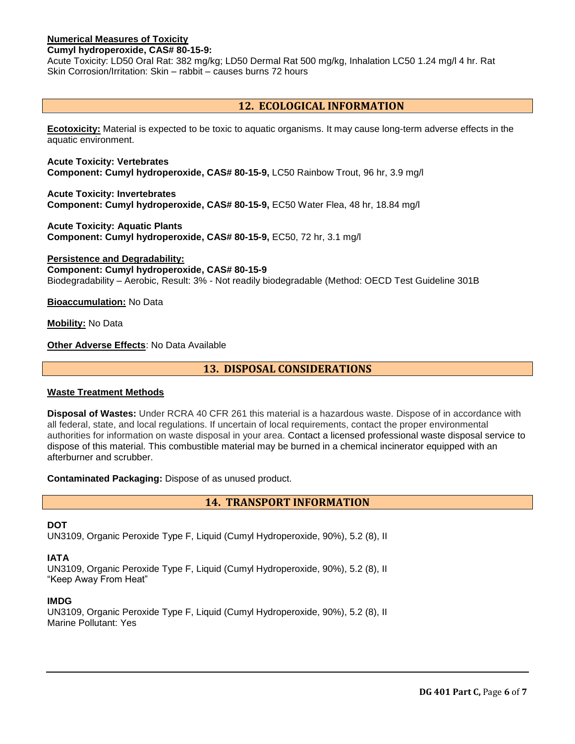**Numerical Measures of Toxicity**
**Cumyl hydroperoxide, CAS# 80-15-9:**
Acute Toxicity: LD50 Oral Rat: 382 mg/kg; LD50 Dermal Rat 500 mg/kg, Inhalation LC50 1.24 mg/l 4 hr. Rat
Skin Corrosion/Irritation: Skin – rabbit – causes burns 72 hours

## 12. ECOLOGICAL INFORMATION

**Ecotoxicity:** Material is expected to be toxic to aquatic organisms. It may cause long-term adverse effects in the aquatic environment.

**Acute Toxicity: Vertebrates**
**Component: Cumyl hydroperoxide, CAS# 80-15-9,** LC50 Rainbow Trout, 96 hr, 3.9 mg/l

**Acute Toxicity: Invertebrates**
**Component: Cumyl hydroperoxide, CAS# 80-15-9,** EC50 Water Flea, 48 hr, 18.84 mg/l

**Acute Toxicity: Aquatic Plants**
**Component: Cumyl hydroperoxide, CAS# 80-15-9,** EC50, 72 hr, 3.1 mg/l

**Persistence and Degradability:**
**Component: Cumyl hydroperoxide, CAS# 80-15-9**
Biodegradability – Aerobic, Result: 3% - Not readily biodegradable (Method: OECD Test Guideline 301B

**Bioaccumulation:** No Data

**Mobility:** No Data

**Other Adverse Effects**: No Data Available

## 13. DISPOSAL CONSIDERATIONS

**Waste Treatment Methods**

**Disposal of Wastes:** Under RCRA 40 CFR 261 this material is a hazardous waste. Dispose of in accordance with all federal, state, and local regulations. If uncertain of local requirements, contact the proper environmental authorities for information on waste disposal in your area. Contact a licensed professional waste disposal service to dispose of this material. This combustible material may be burned in a chemical incinerator equipped with an afterburner and scrubber.

**Contaminated Packaging:** Dispose of as unused product.

## 14. TRANSPORT INFORMATION

**DOT**
UN3109, Organic Peroxide Type F, Liquid (Cumyl Hydroperoxide, 90%), 5.2 (8), II

**IATA**
UN3109, Organic Peroxide Type F, Liquid (Cumyl Hydroperoxide, 90%), 5.2 (8), II
"Keep Away From Heat"

**IMDG**
UN3109, Organic Peroxide Type F, Liquid (Cumyl Hydroperoxide, 90%), 5.2 (8), II
Marine Pollutant: Yes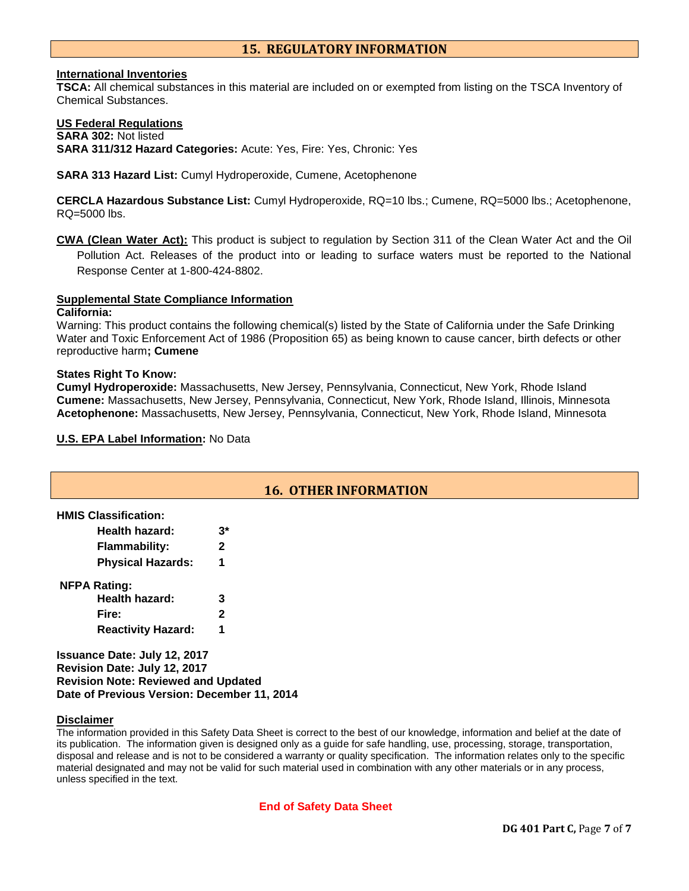## 15. REGULATORY INFORMATION

**International Inventories**

**TSCA:** All chemical substances in this material are included on or exempted from listing on the TSCA Inventory of Chemical Substances.

**US Federal Regulations**

**SARA 302:** Not listed

**SARA 311/312 Hazard Categories:** Acute: Yes, Fire: Yes, Chronic: Yes

**SARA 313 Hazard List:** Cumyl Hydroperoxide, Cumene, Acetophenone

**CERCLA Hazardous Substance List:** Cumyl Hydroperoxide, RQ=10 lbs.; Cumene, RQ=5000 lbs.; Acetophenone, RQ=5000 lbs.

**CWA (Clean Water Act):** This product is subject to regulation by Section 311 of the Clean Water Act and the Oil Pollution Act. Releases of the product into or leading to surface waters must be reported to the National Response Center at 1-800-424-8802.

**Supplemental State Compliance Information**

**California:**

Warning: This product contains the following chemical(s) listed by the State of California under the Safe Drinking Water and Toxic Enforcement Act of 1986 (Proposition 65) as being known to cause cancer, birth defects or other reproductive harm**; Cumene**

**States Right To Know:**

**Cumyl Hydroperoxide:** Massachusetts, New Jersey, Pennsylvania, Connecticut, New York, Rhode Island
**Cumene:** Massachusetts, New Jersey, Pennsylvania, Connecticut, New York, Rhode Island, Illinois, Minnesota
**Acetophenone:** Massachusetts, New Jersey, Pennsylvania, Connecticut, New York, Rhode Island, Minnesota

**U.S. EPA Label Information:** No Data

## 16. OTHER INFORMATION

**HMIS Classification:**

| | |
|---|---|
| **Health hazard:** | **3*** |
| **Flammability:** | **2** |
| **Physical Hazards:** | **1** |

**NFPA Rating:**

| | |
|---|---|
| **Health hazard:** | **3** |
| **Fire:** | **2** |
| **Reactivity Hazard:** | **1** |

**Issuance Date: July 12, 2017**
**Revision Date: July 12, 2017**
**Revision Note: Reviewed and Updated**
**Date of Previous Version: December 11, 2014**

**Disclaimer**

The information provided in this Safety Data Sheet is correct to the best of our knowledge, information and belief at the date of its publication. The information given is designed only as a guide for safe handling, use, processing, storage, transportation, disposal and release and is not to be considered a warranty or quality specification. The information relates only to the specific material designated and may not be valid for such material used in combination with any other materials or in any process, unless specified in the text.

**End of Safety Data Sheet**